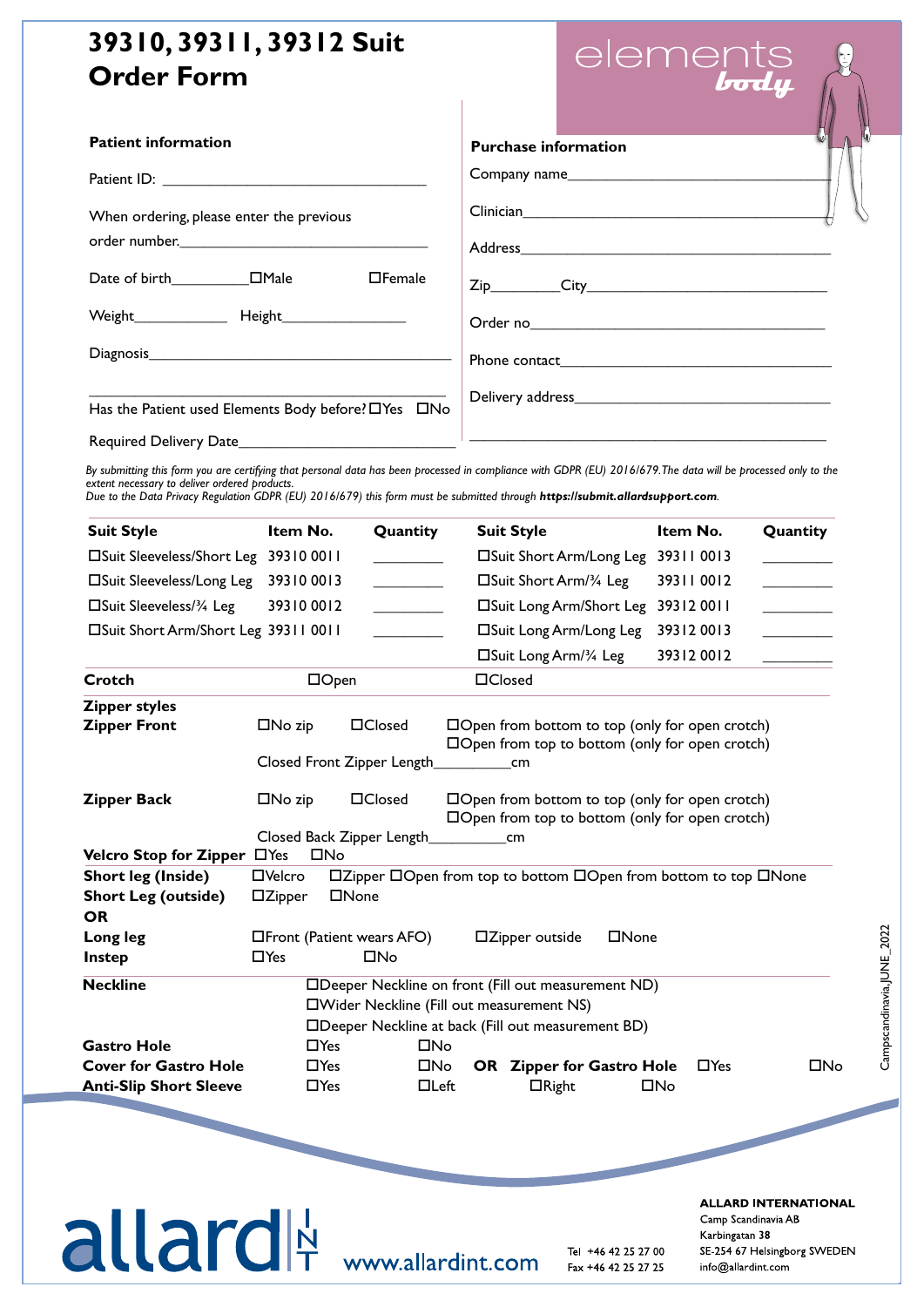# 39310, 39311, 39312 Suit Order Form

elements *body*

## Patient information

Patient ID: ______________________________

When ordering, please enter the previous order number.______________________________

Date of birth__________ ☐Male ☐Female

Weight____________ Height_______________

Diagnosis________________________________________

________________________________________

Has the Patient used Elements Body before? ☐Yes ☐No

Required Delivery Date__________________________

## Purchase information

Company name______________________________

Clinician______________________________

Address______________________________

Zip________City______________________________

Order no______________________________

Phone contact______________________________

Delivery address______________________________

______________________________

*By submitting this form you are certifying that personal data has been processed in compliance with GDPR (EU) 2016/679. The data will be processed only to the extent necessary to deliver ordered products.*
*Due to the Data Privacy Regulation GDPR (EU) 2016/679) this form must be submitted through **https://submit.allardsupport.com**.*

| Suit Style | Item No. | Quantity | Suit Style | Item No. | Quantity |
|---|---|---|---|---|---|
| ☐Suit Sleeveless/Short Leg | 39310 0011 | _________ | ☐Suit Short Arm/Long Leg | 39311 0013 | _________ |
| ☐Suit Sleeveless/Long Leg | 39310 0013 | _________ | ☐Suit Short Arm/¾ Leg | 39311 0012 | _________ |
| ☐Suit Sleeveless/¾ Leg | 39310 0012 | _________ | ☐Suit Long Arm/Short Leg | 39312 0011 | _________ |
| ☐Suit Short Arm/Short Leg | 39311 0011 | _________ | ☐Suit Long Arm/Long Leg | 39312 0013 | _________ |
| | | | ☐Suit Long Arm/¾ Leg | 39312 0012 | _________ |

**Crotch** ☐Open ☐Closed

**Zipper styles**

**Zipper Front** ☐No zip ☐Closed ☐Open from bottom to top (only for open crotch)
☐Open from top to bottom (only for open crotch)
Closed Front Zipper Length__________cm

**Zipper Back** ☐No zip ☐Closed ☐Open from bottom to top (only for open crotch)
☐Open from top to bottom (only for open crotch)
Closed Back Zipper Length__________cm

**Velcro Stop for Zipper** ☐Yes ☐No

**Short leg (Inside)** ☐Velcro ☐Zipper ☐Open from top to bottom ☐Open from bottom to top ☐None

**Short Leg (outside)** ☐Zipper ☐None

**OR**

**Long leg** ☐Front (Patient wears AFO) ☐Zipper outside ☐None

**Instep** ☐Yes ☐No

**Neckline** ☐Deeper Neckline on front (Fill out measurement ND)
☐Wider Neckline (Fill out measurement NS)
☐Deeper Neckline at back (Fill out measurement BD)

**Gastro Hole** ☐Yes ☐No

**Cover for Gastro Hole** ☐Yes ☐No **OR** **Zipper for Gastro Hole** ☐Yes ☐No

**Anti-Slip Short Sleeve** ☐Yes ☐Left ☐Right ☐No

Campscandinavia,JUNE_2022

allard INT www.allardint.com

Tel +46 42 25 27 00
Fax +46 42 25 27 25

**ALLARD INTERNATIONAL**
Camp Scandinavia AB
Karbingatan 38
SE-254 67 Helsingborg SWEDEN
info@allardint.com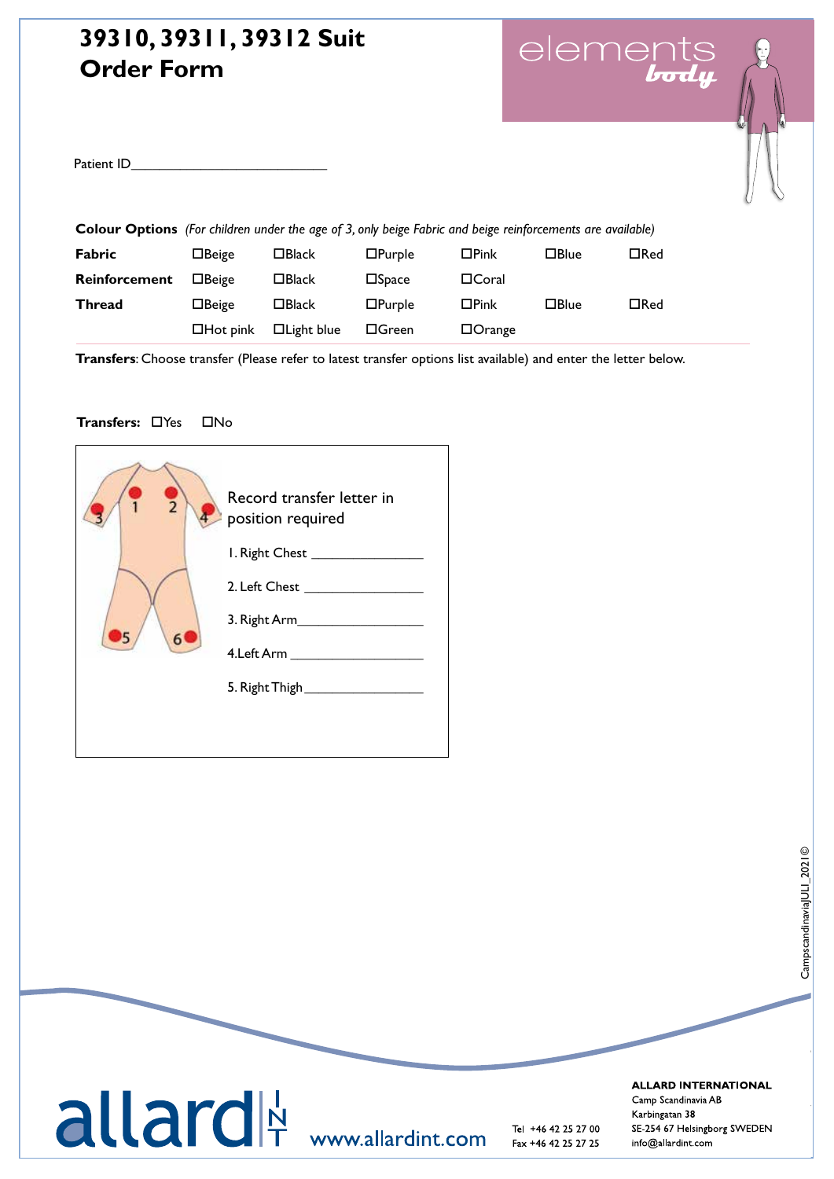# 39310, 39311, 39312 Suit Order Form

elements body

Patient ID\_\_\_\_\_\_\_\_\_\_\_\_\_\_\_\_\_\_\_\_\_\_\_\_\_\_\_

**Colour Options** *(For children under the age of 3, only beige Fabric and beige reinforcements are available)*

| | | | | | | |
|---|---|---|---|---|---|---|
| **Fabric** | ☐Beige | ☐Black | ☐Purple | ☐Pink | ☐Blue | ☐Red |
| **Reinforcement** | ☐Beige | ☐Black | ☐Space | ☐Coral | | |
| **Thread** | ☐Beige | ☐Black | ☐Purple | ☐Pink | ☐Blue | ☐Red |
| | ☐Hot pink | ☐Light blue | ☐Green | ☐Orange | | |

**Transfers**: Choose transfer (Please refer to latest transfer options list available) and enter the letter below.

**Transfers:** ☐Yes ☐No

Record transfer letter in position required

1. Right Chest \_\_\_\_\_\_\_\_\_\_\_\_\_\_\_\_

2. Left Chest \_\_\_\_\_\_\_\_\_\_\_\_\_\_\_\_

3. Right Arm\_\_\_\_\_\_\_\_\_\_\_\_\_\_\_\_

4.Left Arm \_\_\_\_\_\_\_\_\_\_\_\_\_\_\_\_

5. Right Thigh \_\_\_\_\_\_\_\_\_\_\_\_\_\_\_\_

Campscandinavia JULI\_2021©

allard INT www.allardint.com

Tel +46 42 25 27 00
Fax +46 42 25 27 25

**ALLARD INTERNATIONAL**
Camp Scandinavia AB
Karbingatan 38
SE-254 67 Helsingborg SWEDEN
info@allardint.com